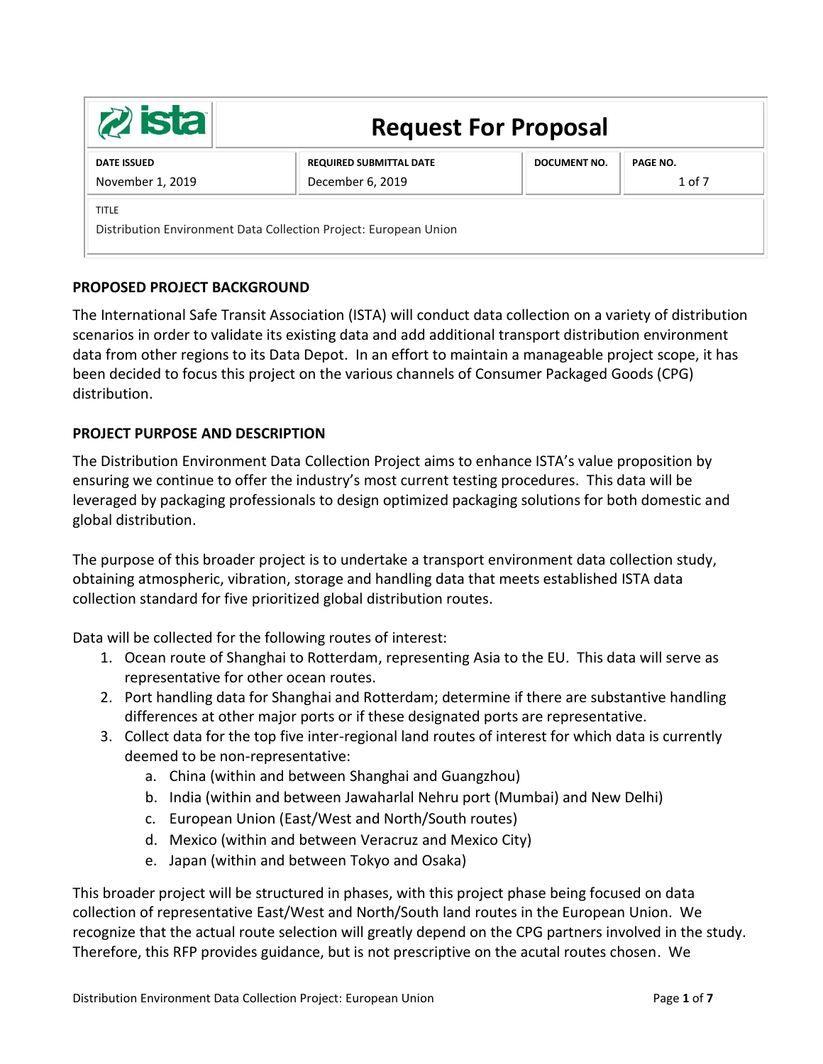| ista | Request For Proposal | | |
|---|---|---|---|
| **DATE ISSUED** | **REQUIRED SUBMITTAL DATE** | **DOCUMENT NO.** | **PAGE NO.** |
| November 1, 2019 | December 6, 2019 | | 1 of 7 |
| TITLE<br>Distribution Environment Data Collection Project: European Union | | | |

## PROPOSED PROJECT BACKGROUND

The International Safe Transit Association (ISTA) will conduct data collection on a variety of distribution scenarios in order to validate its existing data and add additional transport distribution environment data from other regions to its Data Depot. In an effort to maintain a manageable project scope, it has been decided to focus this project on the various channels of Consumer Packaged Goods (CPG) distribution.

## PROJECT PURPOSE AND DESCRIPTION

The Distribution Environment Data Collection Project aims to enhance ISTA's value proposition by ensuring we continue to offer the industry's most current testing procedures. This data will be leveraged by packaging professionals to design optimized packaging solutions for both domestic and global distribution.

The purpose of this broader project is to undertake a transport environment data collection study, obtaining atmospheric, vibration, storage and handling data that meets established ISTA data collection standard for five prioritized global distribution routes.

Data will be collected for the following routes of interest:

1. Ocean route of Shanghai to Rotterdam, representing Asia to the EU. This data will serve as representative for other ocean routes.
2. Port handling data for Shanghai and Rotterdam; determine if there are substantive handling differences at other major ports or if these designated ports are representative.
3. Collect data for the top five inter-regional land routes of interest for which data is currently deemed to be non-representative:
   a. China (within and between Shanghai and Guangzhou)
   b. India (within and between Jawaharlal Nehru port (Mumbai) and New Delhi)
   c. European Union (East/West and North/South routes)
   d. Mexico (within and between Veracruz and Mexico City)
   e. Japan (within and between Tokyo and Osaka)

This broader project will be structured in phases, with this project phase being focused on data collection of representative East/West and North/South land routes in the European Union. We recognize that the actual route selection will greatly depend on the CPG partners involved in the study. Therefore, this RFP provides guidance, but is not prescriptive on the acutal routes chosen. We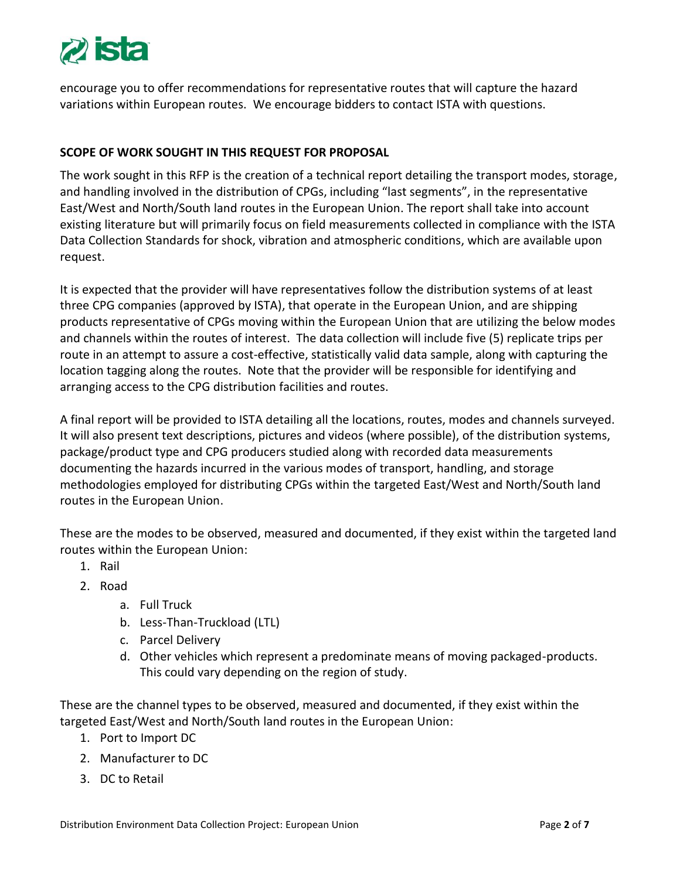encourage you to offer recommendations for representative routes that will capture the hazard variations within European routes. We encourage bidders to contact ISTA with questions.

**SCOPE OF WORK SOUGHT IN THIS REQUEST FOR PROPOSAL**

The work sought in this RFP is the creation of a technical report detailing the transport modes, storage, and handling involved in the distribution of CPGs, including "last segments", in the representative East/West and North/South land routes in the European Union. The report shall take into account existing literature but will primarily focus on field measurements collected in compliance with the ISTA Data Collection Standards for shock, vibration and atmospheric conditions, which are available upon request.

It is expected that the provider will have representatives follow the distribution systems of at least three CPG companies (approved by ISTA), that operate in the European Union, and are shipping products representative of CPGs moving within the European Union that are utilizing the below modes and channels within the routes of interest. The data collection will include five (5) replicate trips per route in an attempt to assure a cost-effective, statistically valid data sample, along with capturing the location tagging along the routes. Note that the provider will be responsible for identifying and arranging access to the CPG distribution facilities and routes.

A final report will be provided to ISTA detailing all the locations, routes, modes and channels surveyed. It will also present text descriptions, pictures and videos (where possible), of the distribution systems, package/product type and CPG producers studied along with recorded data measurements documenting the hazards incurred in the various modes of transport, handling, and storage methodologies employed for distributing CPGs within the targeted East/West and North/South land routes in the European Union.

These are the modes to be observed, measured and documented, if they exist within the targeted land routes within the European Union:

1. Rail
2. Road
    a. Full Truck
    b. Less-Than-Truckload (LTL)
    c. Parcel Delivery
    d. Other vehicles which represent a predominate means of moving packaged-products. This could vary depending on the region of study.

These are the channel types to be observed, measured and documented, if they exist within the targeted East/West and North/South land routes in the European Union:

1. Port to Import DC
2. Manufacturer to DC
3. DC to Retail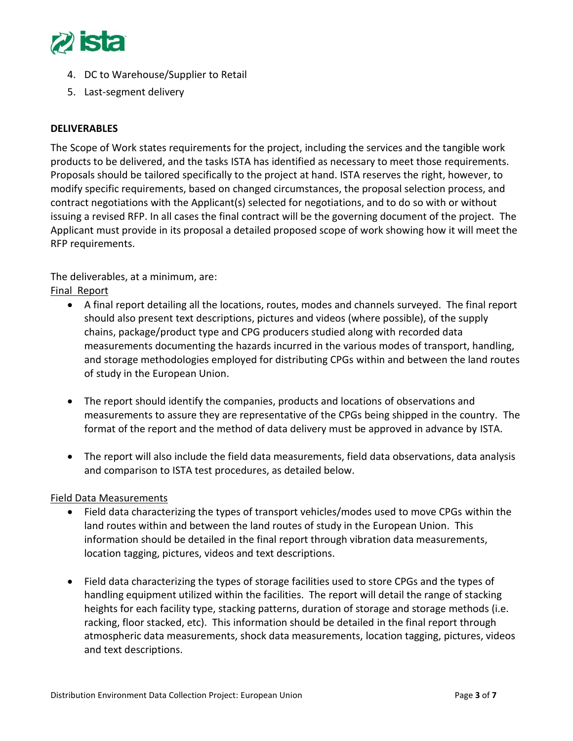4. DC to Warehouse/Supplier to Retail
5. Last-segment delivery

**DELIVERABLES**

The Scope of Work states requirements for the project, including the services and the tangible work products to be delivered, and the tasks ISTA has identified as necessary to meet those requirements. Proposals should be tailored specifically to the project at hand. ISTA reserves the right, however, to modify specific requirements, based on changed circumstances, the proposal selection process, and contract negotiations with the Applicant(s) selected for negotiations, and to do so with or without issuing a revised RFP. In all cases the final contract will be the governing document of the project. The Applicant must provide in its proposal a detailed proposed scope of work showing how it will meet the RFP requirements.

The deliverables, at a minimum, are:

Final Report

- A final report detailing all the locations, routes, modes and channels surveyed. The final report should also present text descriptions, pictures and videos (where possible), of the supply chains, package/product type and CPG producers studied along with recorded data measurements documenting the hazards incurred in the various modes of transport, handling, and storage methodologies employed for distributing CPGs within and between the land routes of study in the European Union.

- The report should identify the companies, products and locations of observations and measurements to assure they are representative of the CPGs being shipped in the country. The format of the report and the method of data delivery must be approved in advance by ISTA.

- The report will also include the field data measurements, field data observations, data analysis and comparison to ISTA test procedures, as detailed below.

Field Data Measurements

- Field data characterizing the types of transport vehicles/modes used to move CPGs within the land routes within and between the land routes of study in the European Union. This information should be detailed in the final report through vibration data measurements, location tagging, pictures, videos and text descriptions.

- Field data characterizing the types of storage facilities used to store CPGs and the types of handling equipment utilized within the facilities. The report will detail the range of stacking heights for each facility type, stacking patterns, duration of storage and storage methods (i.e. racking, floor stacked, etc). This information should be detailed in the final report through atmospheric data measurements, shock data measurements, location tagging, pictures, videos and text descriptions.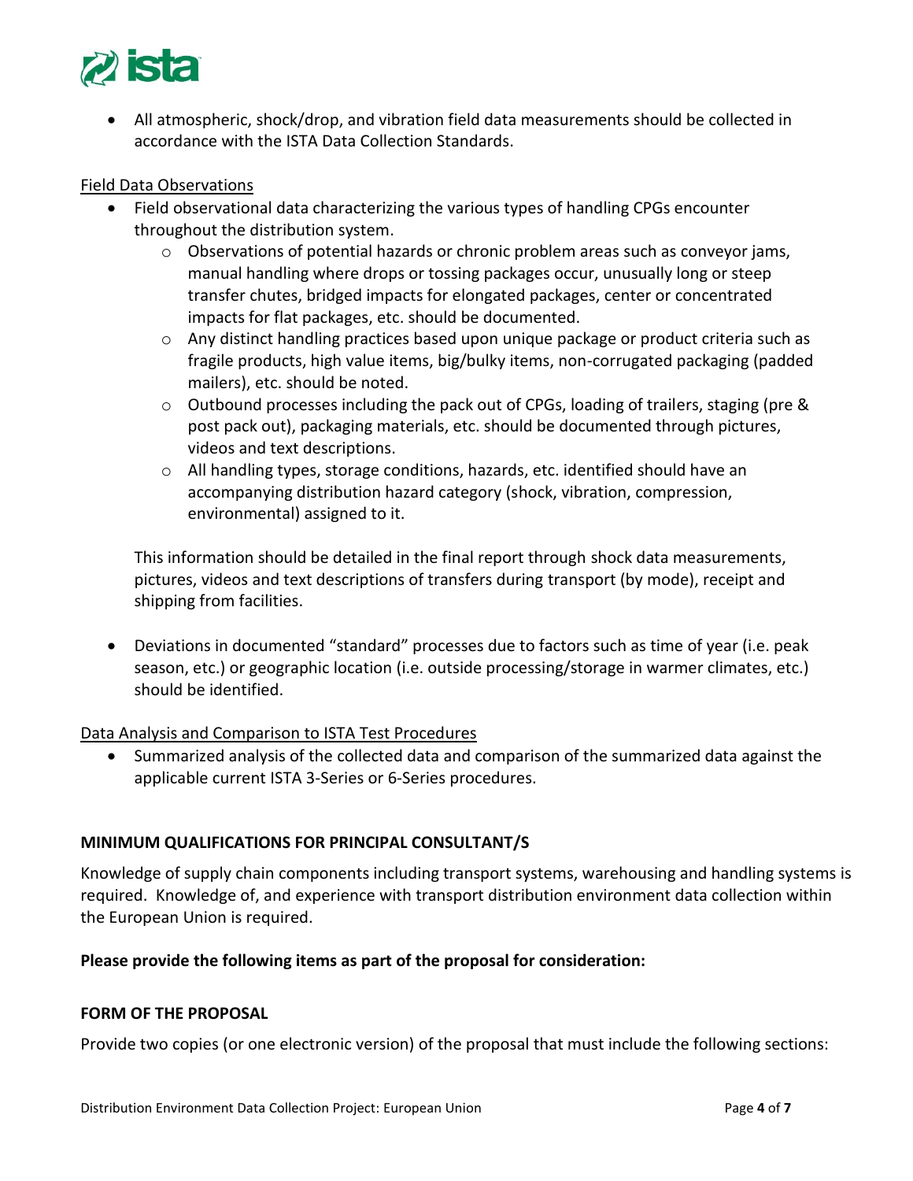- All atmospheric, shock/drop, and vibration field data measurements should be collected in accordance with the ISTA Data Collection Standards.

Field Data Observations

- Field observational data characterizing the various types of handling CPGs encounter throughout the distribution system.
  - Observations of potential hazards or chronic problem areas such as conveyor jams, manual handling where drops or tossing packages occur, unusually long or steep transfer chutes, bridged impacts for elongated packages, center or concentrated impacts for flat packages, etc. should be documented.
  - Any distinct handling practices based upon unique package or product criteria such as fragile products, high value items, big/bulky items, non-corrugated packaging (padded mailers), etc. should be noted.
  - Outbound processes including the pack out of CPGs, loading of trailers, staging (pre & post pack out), packaging materials, etc. should be documented through pictures, videos and text descriptions.
  - All handling types, storage conditions, hazards, etc. identified should have an accompanying distribution hazard category (shock, vibration, compression, environmental) assigned to it.

  This information should be detailed in the final report through shock data measurements, pictures, videos and text descriptions of transfers during transport (by mode), receipt and shipping from facilities.

- Deviations in documented "standard" processes due to factors such as time of year (i.e. peak season, etc.) or geographic location (i.e. outside processing/storage in warmer climates, etc.) should be identified.

Data Analysis and Comparison to ISTA Test Procedures

- Summarized analysis of the collected data and comparison of the summarized data against the applicable current ISTA 3-Series or 6-Series procedures.

**MINIMUM QUALIFICATIONS FOR PRINCIPAL CONSULTANT/S**

Knowledge of supply chain components including transport systems, warehousing and handling systems is required. Knowledge of, and experience with transport distribution environment data collection within the European Union is required.

**Please provide the following items as part of the proposal for consideration:**

**FORM OF THE PROPOSAL**

Provide two copies (or one electronic version) of the proposal that must include the following sections: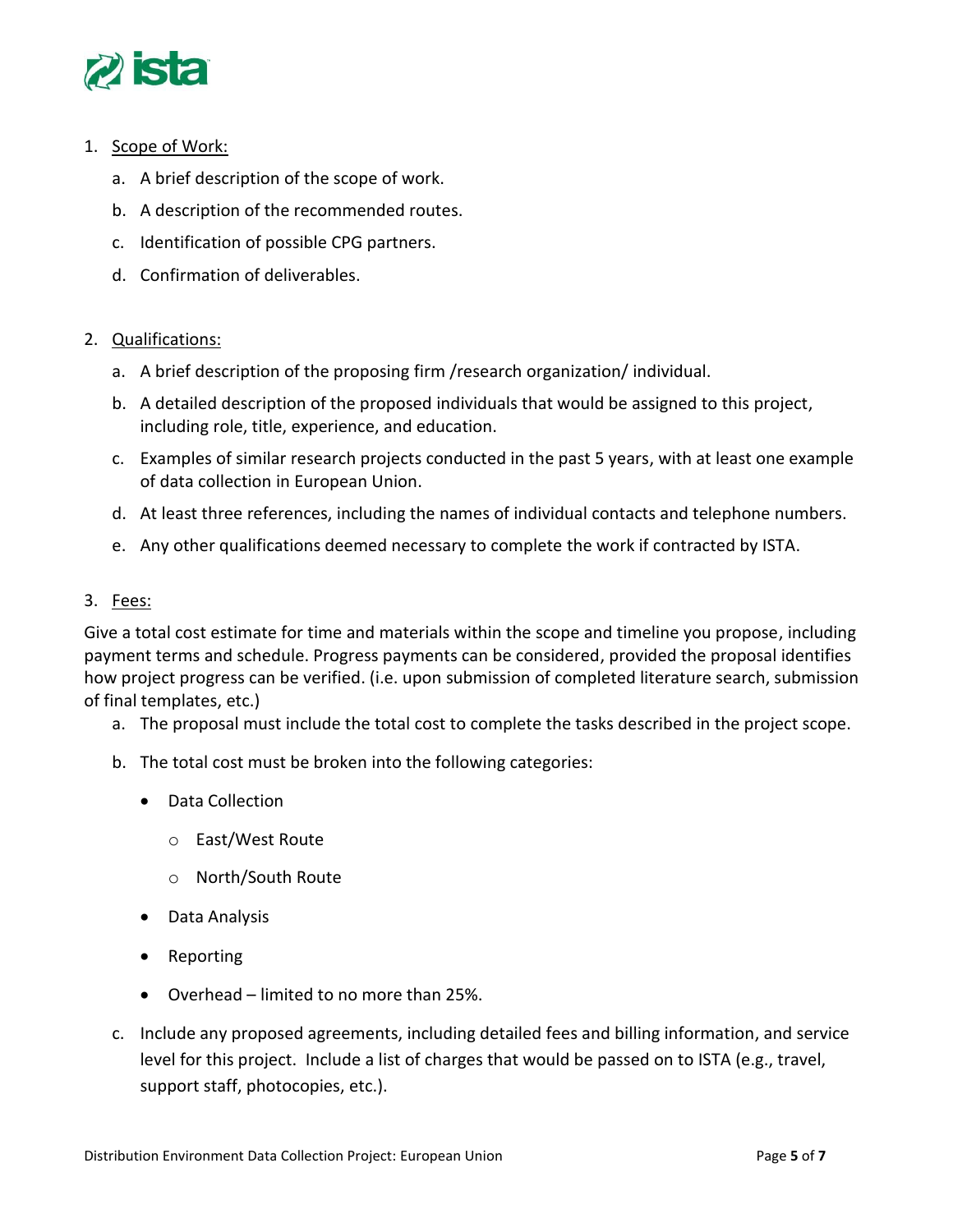1. Scope of Work:
   a. A brief description of the scope of work.
   b. A description of the recommended routes.
   c. Identification of possible CPG partners.
   d. Confirmation of deliverables.

2. Qualifications:
   a. A brief description of the proposing firm /research organization/ individual.
   b. A detailed description of the proposed individuals that would be assigned to this project, including role, title, experience, and education.
   c. Examples of similar research projects conducted in the past 5 years, with at least one example of data collection in European Union.
   d. At least three references, including the names of individual contacts and telephone numbers.
   e. Any other qualifications deemed necessary to complete the work if contracted by ISTA.

3. Fees:

Give a total cost estimate for time and materials within the scope and timeline you propose, including payment terms and schedule. Progress payments can be considered, provided the proposal identifies how project progress can be verified. (i.e. upon submission of completed literature search, submission of final templates, etc.)

   a. The proposal must include the total cost to complete the tasks described in the project scope.
   b. The total cost must be broken into the following categories:
      - Data Collection
        - East/West Route
        - North/South Route
      - Data Analysis
      - Reporting
      - Overhead – limited to no more than 25%.
   c. Include any proposed agreements, including detailed fees and billing information, and service level for this project. Include a list of charges that would be passed on to ISTA (e.g., travel, support staff, photocopies, etc.).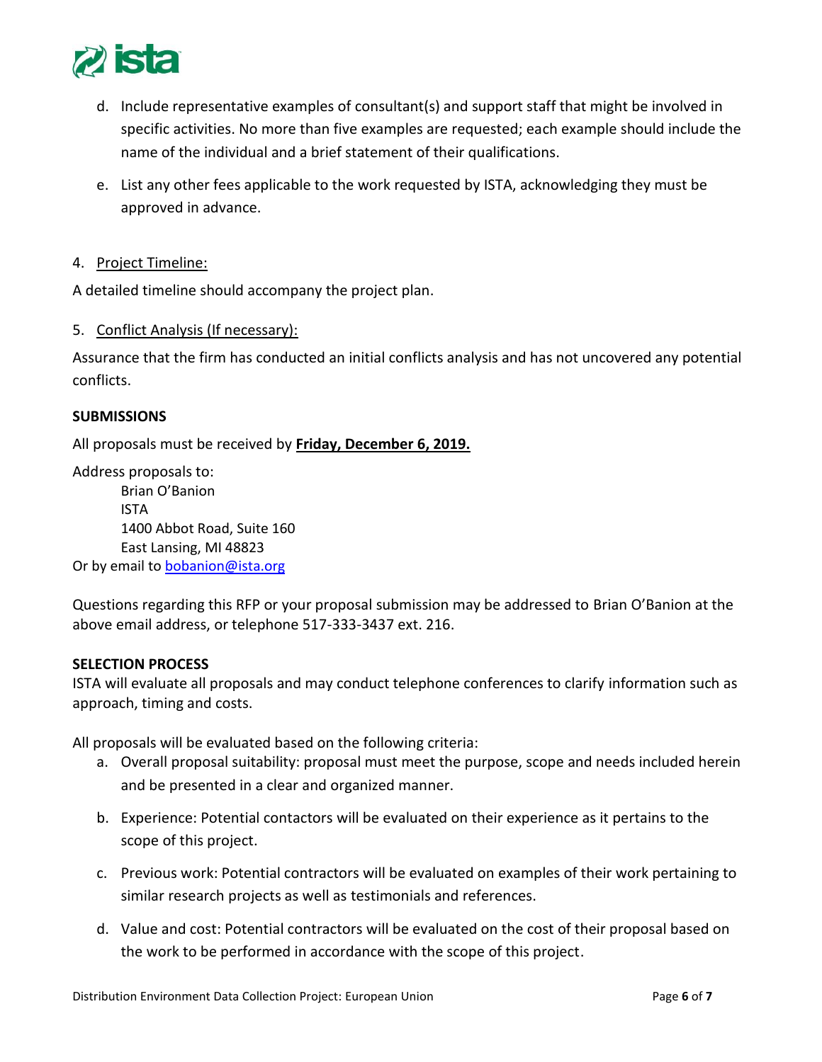d. Include representative examples of consultant(s) and support staff that might be involved in specific activities. No more than five examples are requested; each example should include the name of the individual and a brief statement of their qualifications.

e. List any other fees applicable to the work requested by ISTA, acknowledging they must be approved in advance.

4. Project Timeline:

A detailed timeline should accompany the project plan.

5. Conflict Analysis (If necessary):

Assurance that the firm has conducted an initial conflicts analysis and has not uncovered any potential conflicts.

**SUBMISSIONS**

All proposals must be received by **Friday, December 6, 2019.**

Address proposals to:

Brian O'Banion
ISTA
1400 Abbot Road, Suite 160
East Lansing, MI 48823

Or by email to bobanion@ista.org

Questions regarding this RFP or your proposal submission may be addressed to Brian O'Banion at the above email address, or telephone 517-333-3437 ext. 216.

**SELECTION PROCESS**

ISTA will evaluate all proposals and may conduct telephone conferences to clarify information such as approach, timing and costs.

All proposals will be evaluated based on the following criteria:

a. Overall proposal suitability: proposal must meet the purpose, scope and needs included herein and be presented in a clear and organized manner.

b. Experience: Potential contactors will be evaluated on their experience as it pertains to the scope of this project.

c. Previous work: Potential contractors will be evaluated on examples of their work pertaining to similar research projects as well as testimonials and references.

d. Value and cost: Potential contractors will be evaluated on the cost of their proposal based on the work to be performed in accordance with the scope of this project.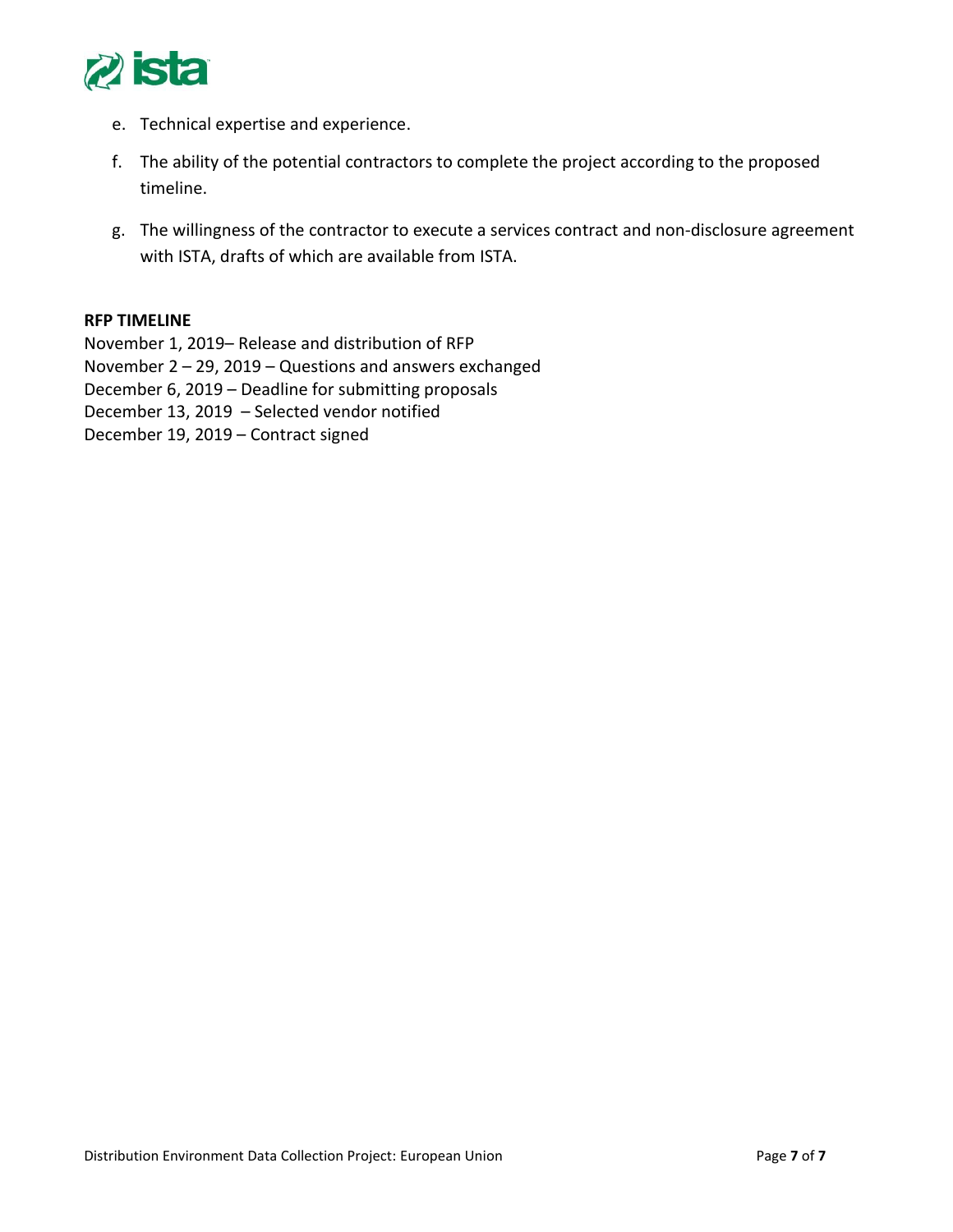e. Technical expertise and experience.

f. The ability of the potential contractors to complete the project according to the proposed timeline.

g. The willingness of the contractor to execute a services contract and non-disclosure agreement with ISTA, drafts of which are available from ISTA.

**RFP TIMELINE**

November 1, 2019– Release and distribution of RFP
November 2 – 29, 2019 – Questions and answers exchanged
December 6, 2019 – Deadline for submitting proposals
December 13, 2019 – Selected vendor notified
December 19, 2019 – Contract signed